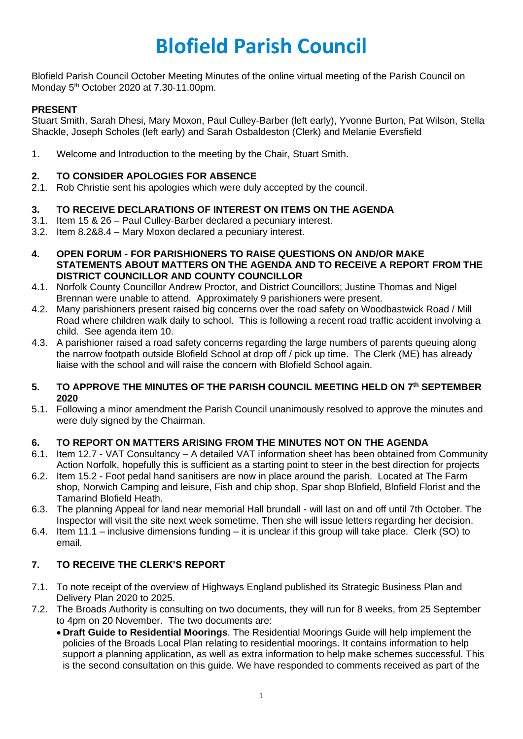# Blofield Parish Council

Blofield Parish Council October Meeting Minutes of the online virtual meeting of the Parish Council on Monday 5th October 2020 at 7.30-11.00pm.

**PRESENT**

Stuart Smith, Sarah Dhesi, Mary Moxon, Paul Culley-Barber (left early), Yvonne Burton, Pat Wilson, Stella Shackle, Joseph Scholes (left early) and Sarah Osbaldeston (Clerk) and Melanie Eversfield

1. Welcome and Introduction to the meeting by the Chair, Stuart Smith.

**2. TO CONSIDER APOLOGIES FOR ABSENCE**

2.1. Rob Christie sent his apologies which were duly accepted by the council.

**3. TO RECEIVE DECLARATIONS OF INTEREST ON ITEMS ON THE AGENDA**

3.1. Item 15 & 26 – Paul Culley-Barber declared a pecuniary interest.

3.2. Item 8.2&8.4 – Mary Moxon declared a pecuniary interest.

**4. OPEN FORUM - FOR PARISHIONERS TO RAISE QUESTIONS ON AND/OR MAKE STATEMENTS ABOUT MATTERS ON THE AGENDA AND TO RECEIVE A REPORT FROM THE DISTRICT COUNCILLOR AND COUNTY COUNCILLOR**

4.1. Norfolk County Councillor Andrew Proctor, and District Councillors; Justine Thomas and Nigel Brennan were unable to attend. Approximately 9 parishioners were present.

4.2. Many parishioners present raised big concerns over the road safety on Woodbastwick Road / Mill Road where children walk daily to school. This is following a recent road traffic accident involving a child. See agenda item 10.

4.3. A parishioner raised a road safety concerns regarding the large numbers of parents queuing along the narrow footpath outside Blofield School at drop off / pick up time. The Clerk (ME) has already liaise with the school and will raise the concern with Blofield School again.

**5. TO APPROVE THE MINUTES OF THE PARISH COUNCIL MEETING HELD ON 7th SEPTEMBER 2020**

5.1. Following a minor amendment the Parish Council unanimously resolved to approve the minutes and were duly signed by the Chairman.

**6. TO REPORT ON MATTERS ARISING FROM THE MINUTES NOT ON THE AGENDA**

6.1. Item 12.7 - VAT Consultancy – A detailed VAT information sheet has been obtained from Community Action Norfolk, hopefully this is sufficient as a starting point to steer in the best direction for projects

6.2. Item 15.2 - Foot pedal hand sanitisers are now in place around the parish. Located at The Farm shop, Norwich Camping and leisure, Fish and chip shop, Spar shop Blofield, Blofield Florist and the Tamarind Blofield Heath.

6.3. The planning Appeal for land near memorial Hall brundall - will last on and off until 7th October. The Inspector will visit the site next week sometime. Then she will issue letters regarding her decision.

6.4. Item 11.1 – inclusive dimensions funding – it is unclear if this group will take place. Clerk (SO) to email.

**7. TO RECEIVE THE CLERK'S REPORT**

7.1. To note receipt of the overview of Highways England published its Strategic Business Plan and Delivery Plan 2020 to 2025.

7.2. The Broads Authority is consulting on two documents, they will run for 8 weeks, from 25 September to 4pm on 20 November. The two documents are:

- **Draft Guide to Residential Moorings**. The Residential Moorings Guide will help implement the policies of the Broads Local Plan relating to residential moorings. It contains information to help support a planning application, as well as extra information to help make schemes successful. This is the second consultation on this guide. We have responded to comments received as part of the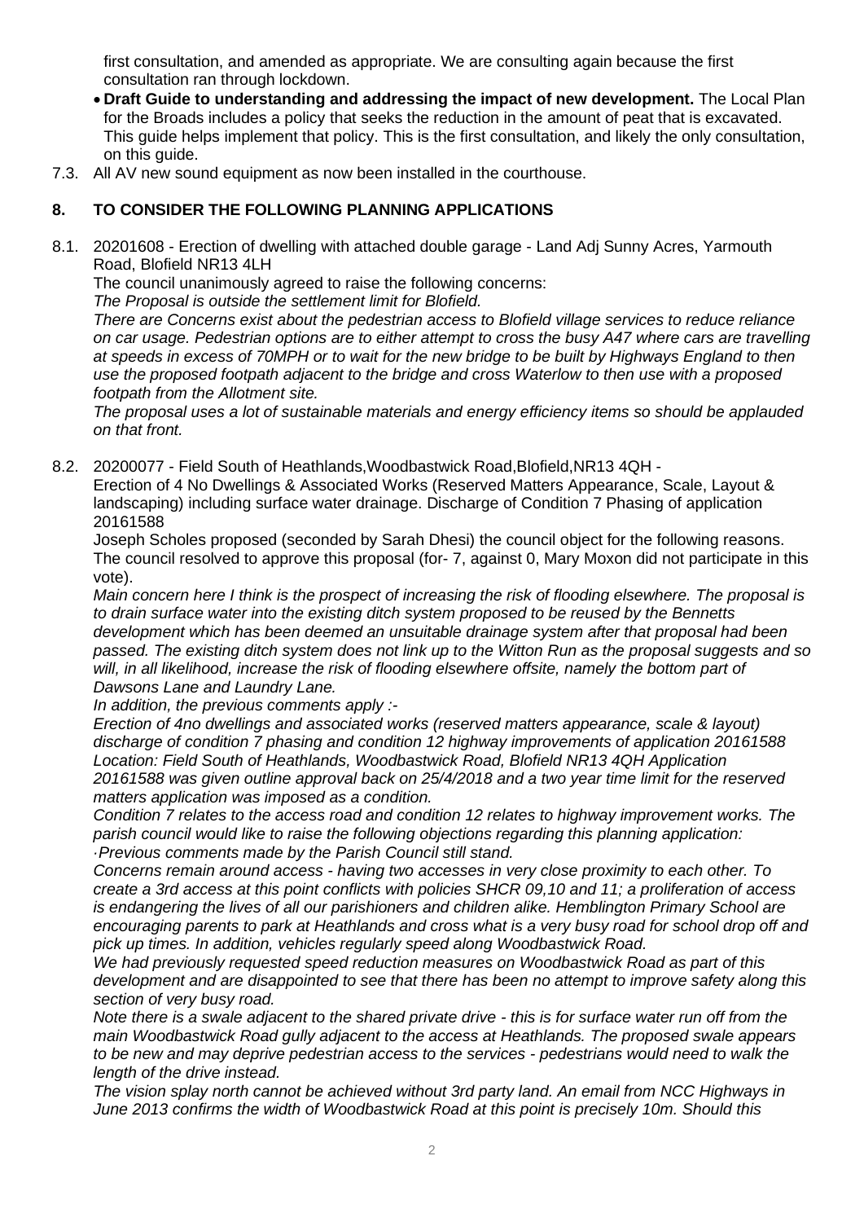first consultation, and amended as appropriate. We are consulting again because the first consultation ran through lockdown.

- **Draft Guide to understanding and addressing the impact of new development.** The Local Plan for the Broads includes a policy that seeks the reduction in the amount of peat that is excavated. This guide helps implement that policy. This is the first consultation, and likely the only consultation, on this guide.

7.3. All AV new sound equipment as now been installed in the courthouse.

## 8. TO CONSIDER THE FOLLOWING PLANNING APPLICATIONS

8.1. 20201608 - Erection of dwelling with attached double garage - Land Adj Sunny Acres, Yarmouth Road, Blofield NR13 4LH

The council unanimously agreed to raise the following concerns:

*The Proposal is outside the settlement limit for Blofield.*

*There are Concerns exist about the pedestrian access to Blofield village services to reduce reliance on car usage. Pedestrian options are to either attempt to cross the busy A47 where cars are travelling at speeds in excess of 70MPH or to wait for the new bridge to be built by Highways England to then use the proposed footpath adjacent to the bridge and cross Waterlow to then use with a proposed footpath from the Allotment site.*

*The proposal uses a lot of sustainable materials and energy efficiency items so should be applauded on that front.*

8.2. 20200077 - Field South of Heathlands,Woodbastwick Road,Blofield,NR13 4QH - Erection of 4 No Dwellings & Associated Works (Reserved Matters Appearance, Scale, Layout & landscaping) including surface water drainage. Discharge of Condition 7 Phasing of application 20161588

Joseph Scholes proposed (seconded by Sarah Dhesi) the council object for the following reasons. The council resolved to approve this proposal (for- 7, against 0, Mary Moxon did not participate in this vote).

*Main concern here I think is the prospect of increasing the risk of flooding elsewhere. The proposal is to drain surface water into the existing ditch system proposed to be reused by the Bennetts development which has been deemed an unsuitable drainage system after that proposal had been passed. The existing ditch system does not link up to the Witton Run as the proposal suggests and so will, in all likelihood, increase the risk of flooding elsewhere offsite, namely the bottom part of Dawsons Lane and Laundry Lane.*

*In addition, the previous comments apply :-*

*Erection of 4no dwellings and associated works (reserved matters appearance, scale & layout) discharge of condition 7 phasing and condition 12 highway improvements of application 20161588 Location: Field South of Heathlands, Woodbastwick Road, Blofield NR13 4QH Application 20161588 was given outline approval back on 25/4/2018 and a two year time limit for the reserved matters application was imposed as a condition.*

*Condition 7 relates to the access road and condition 12 relates to highway improvement works. The parish council would like to raise the following objections regarding this planning application:*

*·Previous comments made by the Parish Council still stand.*

*Concerns remain around access - having two accesses in very close proximity to each other. To create a 3rd access at this point conflicts with policies SHCR 09,10 and 11; a proliferation of access is endangering the lives of all our parishioners and children alike. Hemblington Primary School are encouraging parents to park at Heathlands and cross what is a very busy road for school drop off and pick up times. In addition, vehicles regularly speed along Woodbastwick Road.*

*We had previously requested speed reduction measures on Woodbastwick Road as part of this development and are disappointed to see that there has been no attempt to improve safety along this section of very busy road.*

*Note there is a swale adjacent to the shared private drive - this is for surface water run off from the main Woodbastwick Road gully adjacent to the access at Heathlands. The proposed swale appears to be new and may deprive pedestrian access to the services - pedestrians would need to walk the length of the drive instead.*

*The vision splay north cannot be achieved without 3rd party land. An email from NCC Highways in June 2013 confirms the width of Woodbastwick Road at this point is precisely 10m. Should this*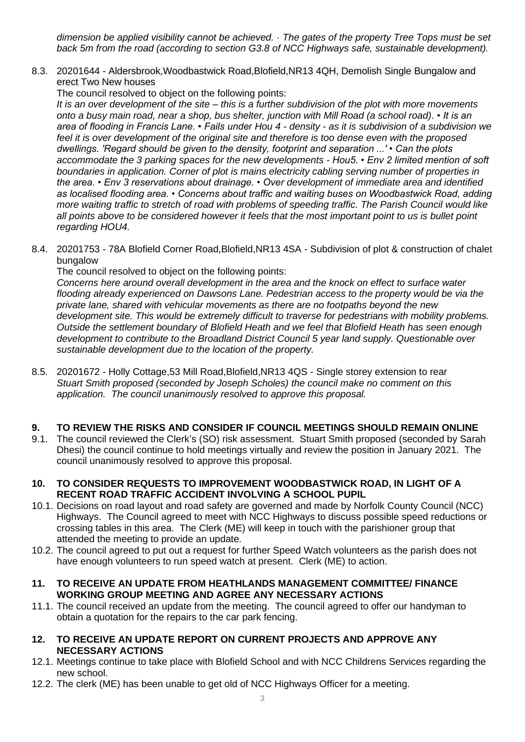*dimension be applied visibility cannot be achieved. · The gates of the property Tree Tops must be set back 5m from the road (according to section G3.8 of NCC Highways safe, sustainable development).*

8.3. 20201644 - Aldersbrook,Woodbastwick Road,Blofield,NR13 4QH, Demolish Single Bungalow and erect Two New houses

The council resolved to object on the following points:

*It is an over development of the site – this is a further subdivision of the plot with more movements onto a busy main road, near a shop, bus shelter, junction with Mill Road (a school road). • It is an area of flooding in Francis Lane. • Fails under Hou 4 - density - as it is subdivision of a subdivision we feel it is over development of the original site and therefore is too dense even with the proposed dwellings. 'Regard should be given to the density, footprint and separation ...' • Can the plots accommodate the 3 parking spaces for the new developments - Hou5. • Env 2 limited mention of soft boundaries in application. Corner of plot is mains electricity cabling serving number of properties in the area. • Env 3 reservations about drainage. • Over development of immediate area and identified as localised flooding area. • Concerns about traffic and waiting buses on Woodbastwick Road, adding more waiting traffic to stretch of road with problems of speeding traffic. The Parish Council would like all points above to be considered however it feels that the most important point to us is bullet point regarding HOU4.*

8.4. 20201753 - 78A Blofield Corner Road,Blofield,NR13 4SA - Subdivision of plot & construction of chalet bungalow

The council resolved to object on the following points:

*Concerns here around overall development in the area and the knock on effect to surface water flooding already experienced on Dawsons Lane. Pedestrian access to the property would be via the private lane, shared with vehicular movements as there are no footpaths beyond the new development site. This would be extremely difficult to traverse for pedestrians with mobility problems. Outside the settlement boundary of Blofield Heath and we feel that Blofield Heath has seen enough development to contribute to the Broadland District Council 5 year land supply. Questionable over sustainable development due to the location of the property.*

8.5. 20201672 - Holly Cottage,53 Mill Road,Blofield,NR13 4QS - Single storey extension to rear
*Stuart Smith proposed (seconded by Joseph Scholes) the council make no comment on this application. The council unanimously resolved to approve this proposal.*

## 9. TO REVIEW THE RISKS AND CONSIDER IF COUNCIL MEETINGS SHOULD REMAIN ONLINE

9.1. The council reviewed the Clerk's (SO) risk assessment. Stuart Smith proposed (seconded by Sarah Dhesi) the council continue to hold meetings virtually and review the position in January 2021. The council unanimously resolved to approve this proposal.

## 10. TO CONSIDER REQUESTS TO IMPROVEMENT WOODBASTWICK ROAD, IN LIGHT OF A RECENT ROAD TRAFFIC ACCIDENT INVOLVING A SCHOOL PUPIL

10.1. Decisions on road layout and road safety are governed and made by Norfolk County Council (NCC) Highways. The Council agreed to meet with NCC Highways to discuss possible speed reductions or crossing tables in this area. The Clerk (ME) will keep in touch with the parishioner group that attended the meeting to provide an update.

10.2. The council agreed to put out a request for further Speed Watch volunteers as the parish does not have enough volunteers to run speed watch at present. Clerk (ME) to action.

## 11. TO RECEIVE AN UPDATE FROM HEATHLANDS MANAGEMENT COMMITTEE/ FINANCE WORKING GROUP MEETING AND AGREE ANY NECESSARY ACTIONS

11.1. The council received an update from the meeting. The council agreed to offer our handyman to obtain a quotation for the repairs to the car park fencing.

## 12. TO RECEIVE AN UPDATE REPORT ON CURRENT PROJECTS AND APPROVE ANY NECESSARY ACTIONS

12.1. Meetings continue to take place with Blofield School and with NCC Childrens Services regarding the new school.

12.2. The clerk (ME) has been unable to get old of NCC Highways Officer for a meeting.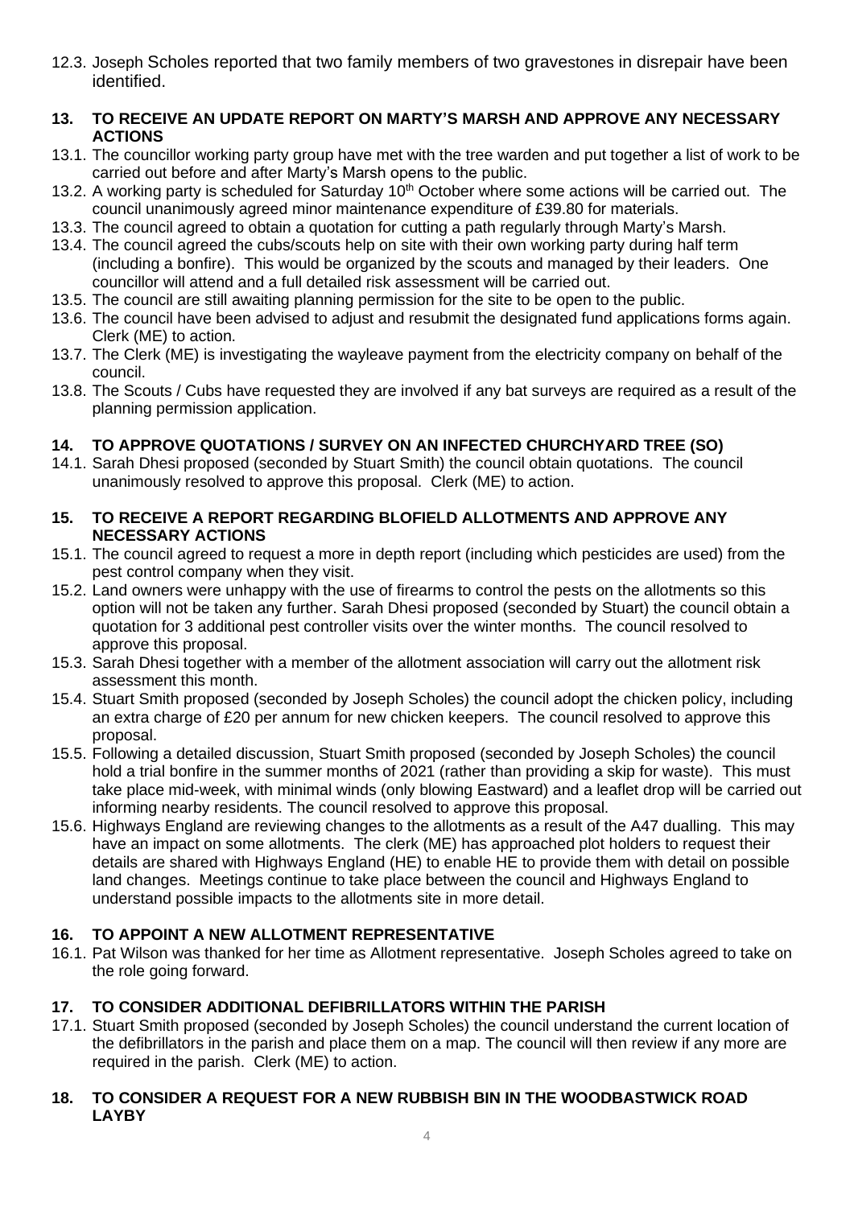12.3. Joseph Scholes reported that two family members of two gravestones in disrepair have been identified.

## 13. TO RECEIVE AN UPDATE REPORT ON MARTY'S MARSH AND APPROVE ANY NECESSARY ACTIONS

13.1. The councillor working party group have met with the tree warden and put together a list of work to be carried out before and after Marty's Marsh opens to the public.

13.2. A working party is scheduled for Saturday 10th October where some actions will be carried out. The council unanimously agreed minor maintenance expenditure of £39.80 for materials.

13.3. The council agreed to obtain a quotation for cutting a path regularly through Marty's Marsh.

13.4. The council agreed the cubs/scouts help on site with their own working party during half term (including a bonfire). This would be organized by the scouts and managed by their leaders. One councillor will attend and a full detailed risk assessment will be carried out.

13.5. The council are still awaiting planning permission for the site to be open to the public.

13.6. The council have been advised to adjust and resubmit the designated fund applications forms again. Clerk (ME) to action.

13.7. The Clerk (ME) is investigating the wayleave payment from the electricity company on behalf of the council.

13.8. The Scouts / Cubs have requested they are involved if any bat surveys are required as a result of the planning permission application.

## 14. TO APPROVE QUOTATIONS / SURVEY ON AN INFECTED CHURCHYARD TREE (SO)

14.1. Sarah Dhesi proposed (seconded by Stuart Smith) the council obtain quotations. The council unanimously resolved to approve this proposal. Clerk (ME) to action.

## 15. TO RECEIVE A REPORT REGARDING BLOFIELD ALLOTMENTS AND APPROVE ANY NECESSARY ACTIONS

15.1. The council agreed to request a more in depth report (including which pesticides are used) from the pest control company when they visit.

15.2. Land owners were unhappy with the use of firearms to control the pests on the allotments so this option will not be taken any further. Sarah Dhesi proposed (seconded by Stuart) the council obtain a quotation for 3 additional pest controller visits over the winter months. The council resolved to approve this proposal.

15.3. Sarah Dhesi together with a member of the allotment association will carry out the allotment risk assessment this month.

15.4. Stuart Smith proposed (seconded by Joseph Scholes) the council adopt the chicken policy, including an extra charge of £20 per annum for new chicken keepers. The council resolved to approve this proposal.

15.5. Following a detailed discussion, Stuart Smith proposed (seconded by Joseph Scholes) the council hold a trial bonfire in the summer months of 2021 (rather than providing a skip for waste). This must take place mid-week, with minimal winds (only blowing Eastward) and a leaflet drop will be carried out informing nearby residents. The council resolved to approve this proposal.

15.6. Highways England are reviewing changes to the allotments as a result of the A47 dualling. This may have an impact on some allotments. The clerk (ME) has approached plot holders to request their details are shared with Highways England (HE) to enable HE to provide them with detail on possible land changes. Meetings continue to take place between the council and Highways England to understand possible impacts to the allotments site in more detail.

## 16. TO APPOINT A NEW ALLOTMENT REPRESENTATIVE

16.1. Pat Wilson was thanked for her time as Allotment representative. Joseph Scholes agreed to take on the role going forward.

## 17. TO CONSIDER ADDITIONAL DEFIBRILLATORS WITHIN THE PARISH

17.1. Stuart Smith proposed (seconded by Joseph Scholes) the council understand the current location of the defibrillators in the parish and place them on a map. The council will then review if any more are required in the parish. Clerk (ME) to action.

## 18. TO CONSIDER A REQUEST FOR A NEW RUBBISH BIN IN THE WOODBASTWICK ROAD LAYBY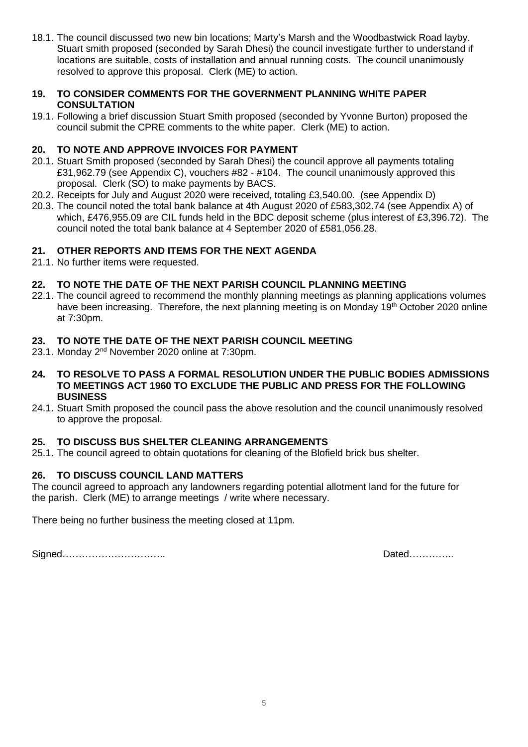18.1. The council discussed two new bin locations; Marty's Marsh and the Woodbastwick Road layby. Stuart smith proposed (seconded by Sarah Dhesi) the council investigate further to understand if locations are suitable, costs of installation and annual running costs. The council unanimously resolved to approve this proposal. Clerk (ME) to action.

## 19. TO CONSIDER COMMENTS FOR THE GOVERNMENT PLANNING WHITE PAPER CONSULTATION

19.1. Following a brief discussion Stuart Smith proposed (seconded by Yvonne Burton) proposed the council submit the CPRE comments to the white paper. Clerk (ME) to action.

## 20. TO NOTE AND APPROVE INVOICES FOR PAYMENT

20.1. Stuart Smith proposed (seconded by Sarah Dhesi) the council approve all payments totaling £31,962.79 (see Appendix C), vouchers #82 - #104. The council unanimously approved this proposal. Clerk (SO) to make payments by BACS.

20.2. Receipts for July and August 2020 were received, totaling £3,540.00. (see Appendix D)

20.3. The council noted the total bank balance at 4th August 2020 of £583,302.74 (see Appendix A) of which, £476,955.09 are CIL funds held in the BDC deposit scheme (plus interest of £3,396.72). The council noted the total bank balance at 4 September 2020 of £581,056.28.

## 21. OTHER REPORTS AND ITEMS FOR THE NEXT AGENDA

21.1. No further items were requested.

## 22. TO NOTE THE DATE OF THE NEXT PARISH COUNCIL PLANNING MEETING

22.1. The council agreed to recommend the monthly planning meetings as planning applications volumes have been increasing. Therefore, the next planning meeting is on Monday 19th October 2020 online at 7:30pm.

## 23. TO NOTE THE DATE OF THE NEXT PARISH COUNCIL MEETING

23.1. Monday 2nd November 2020 online at 7:30pm.

## 24. TO RESOLVE TO PASS A FORMAL RESOLUTION UNDER THE PUBLIC BODIES ADMISSIONS TO MEETINGS ACT 1960 TO EXCLUDE THE PUBLIC AND PRESS FOR THE FOLLOWING BUSINESS

24.1. Stuart Smith proposed the council pass the above resolution and the council unanimously resolved to approve the proposal.

## 25. TO DISCUSS BUS SHELTER CLEANING ARRANGEMENTS

25.1. The council agreed to obtain quotations for cleaning of the Blofield brick bus shelter.

## 26. TO DISCUSS COUNCIL LAND MATTERS

The council agreed to approach any landowners regarding potential allotment land for the future for the parish. Clerk (ME) to arrange meetings / write where necessary.

There being no further business the meeting closed at 11pm.

Signed…………………………..                                                                                    Dated…………..